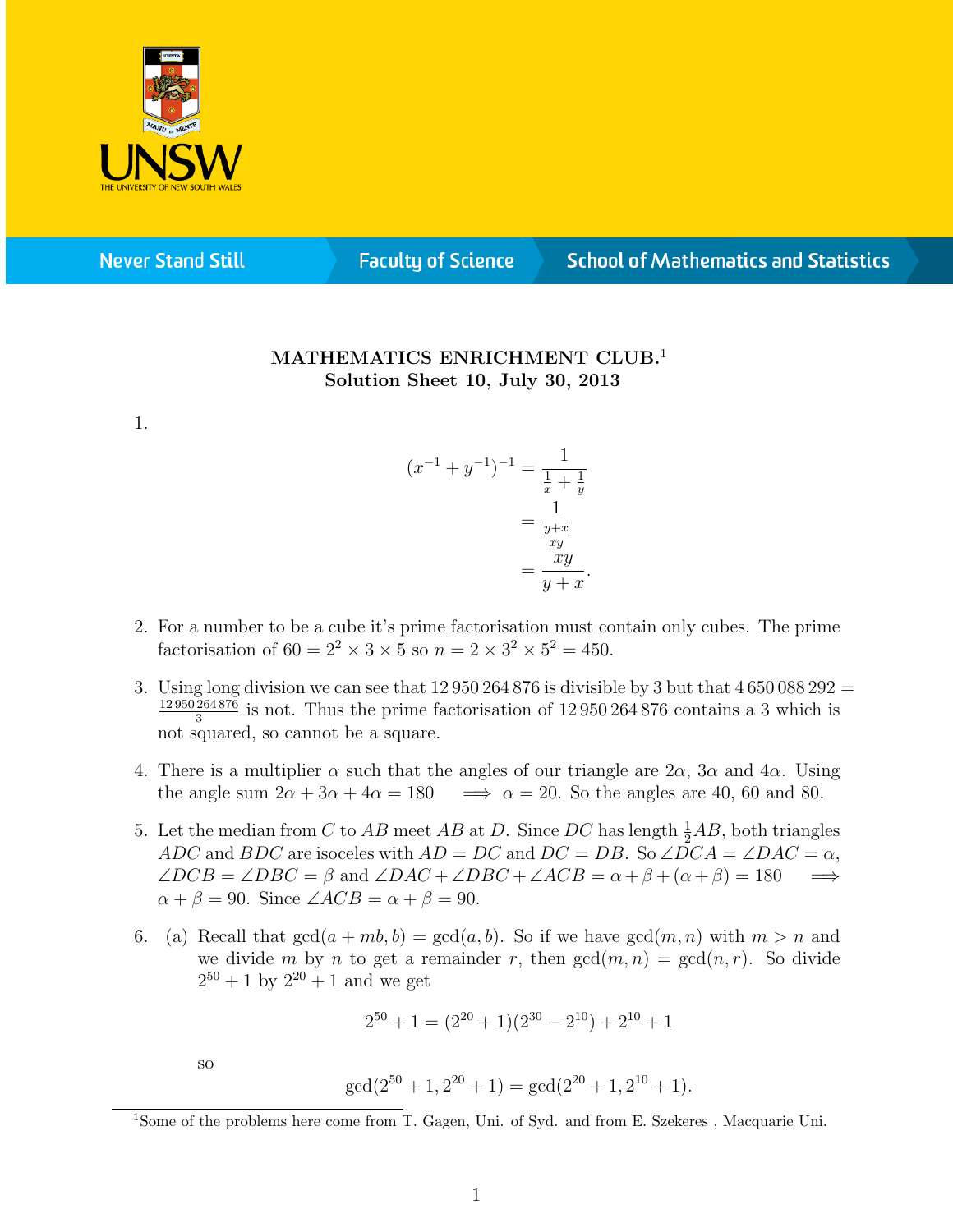**MATHEMATICS ENRICHMENT CLUB.**[1]
**Solution Sheet 10, July 30, 2013**

1.

$$\begin{aligned}(x^{-1} + y^{-1})^{-1} &= \frac{1}{\frac{1}{x} + \frac{1}{y}} \\ &= \frac{1}{\frac{y+x}{xy}} \\ &= \frac{xy}{y+x}.\end{aligned}$$

2. For a number to be a cube it's prime factorisation must contain only cubes. The prime factorisation of $60 = 2^2 \times 3 \times 5$ so $n = 2 \times 3^2 \times 5^2 = 450$.

3. Using long division we can see that 12 950 264 876 is divisible by 3 but that $4\,650\,088\,292 = \frac{12\,950\,264\,876}{3}$ is not. Thus the prime factorisation of 12 950 264 876 contains a 3 which is not squared, so cannot be a square.

4. There is a multiplier $\alpha$ such that the angles of our triangle are $2\alpha$, $3\alpha$ and $4\alpha$. Using the angle sum $2\alpha + 3\alpha + 4\alpha = 180 \implies \alpha = 20$. So the angles are 40, 60 and 80.

5. Let the median from $C$ to $AB$ meet $AB$ at $D$. Since $DC$ has length $\frac{1}{2}AB$, both triangles $ADC$ and $BDC$ are isoceles with $AD = DC$ and $DC = DB$. So $\angle DCA = \angle DAC = \alpha$, $\angle DCB = \angle DBC = \beta$ and $\angle DAC + \angle DBC + \angle ACB = \alpha + \beta + (\alpha + \beta) = 180 \implies \alpha + \beta = 90$. Since $\angle ACB = \alpha + \beta = 90$.

6. (a) Recall that $\gcd(a + mb, b) = \gcd(a, b)$. So if we have $\gcd(m, n)$ with $m > n$ and we divide $m$ by $n$ to get a remainder $r$, then $\gcd(m, n) = \gcd(n, r)$. So divide $2^{50} + 1$ by $2^{20} + 1$ and we get

$$2^{50} + 1 = (2^{20} + 1)(2^{30} - 2^{10}) + 2^{10} + 1$$

so

$$\gcd(2^{50} + 1, 2^{20} + 1) = \gcd(2^{20} + 1, 2^{10} + 1).$$

[1] Some of the problems here come from T. Gagen, Uni. of Syd. and from E. Szekeres , Macquarie Uni.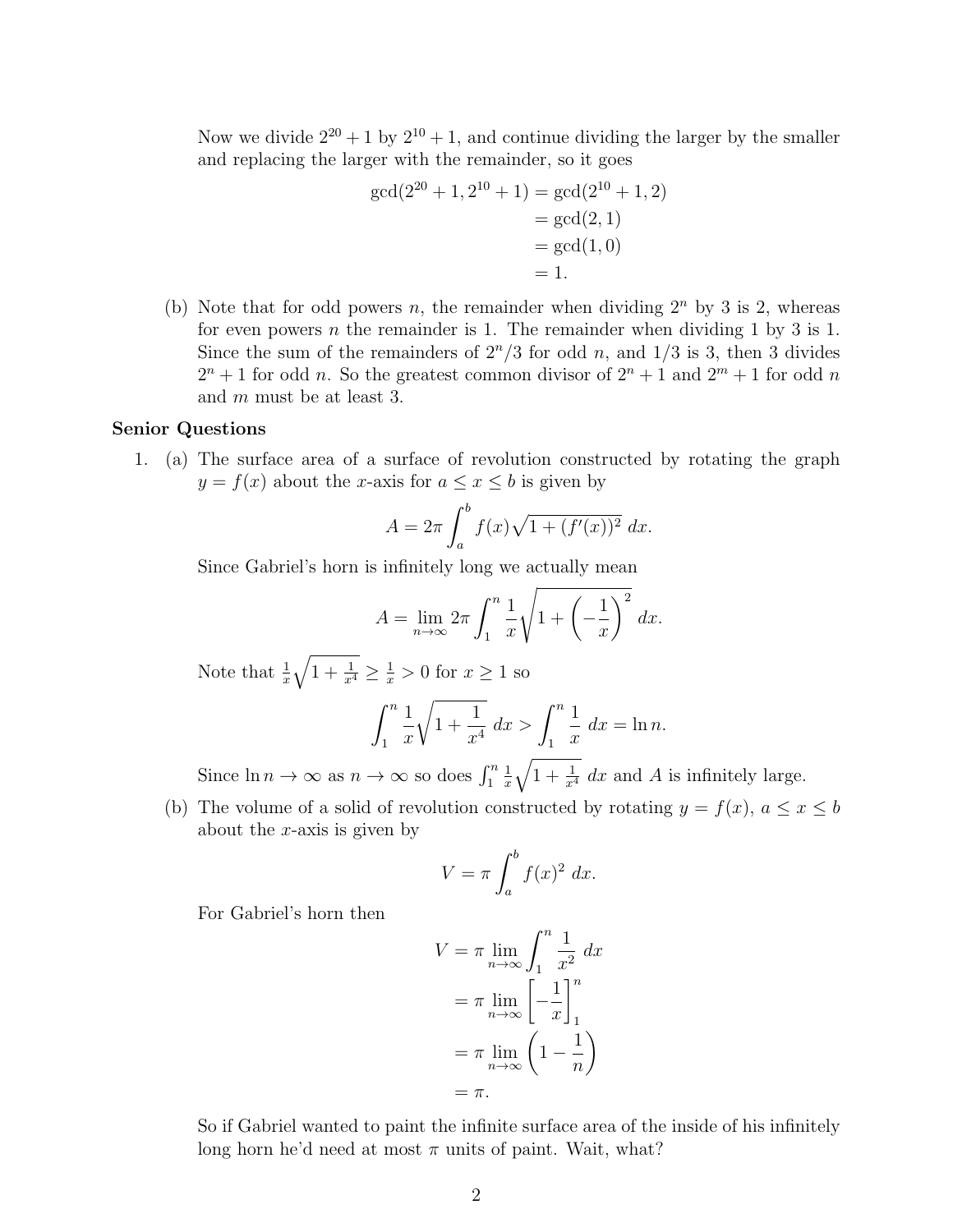Now we divide $2^{20}+1$ by $2^{10}+1$, and continue dividing the larger by the smaller and replacing the larger with the remainder, so it goes

$$\begin{aligned}\gcd(2^{20}+1, 2^{10}+1) &= \gcd(2^{10}+1, 2)\\ &= \gcd(2, 1)\\ &= \gcd(1, 0)\\ &= 1.\end{aligned}$$

(b) Note that for odd powers $n$, the remainder when dividing $2^n$ by 3 is 2, whereas for even powers $n$ the remainder is 1. The remainder when dividing 1 by 3 is 1. Since the sum of the remainders of $2^n/3$ for odd $n$, and $1/3$ is 3, then 3 divides $2^n+1$ for odd $n$. So the greatest common divisor of $2^n+1$ and $2^m+1$ for odd $n$ and $m$ must be at least 3.

**Senior Questions**

1. (a) The surface area of a surface of revolution constructed by rotating the graph $y = f(x)$ about the $x$-axis for $a \leq x \leq b$ is given by

$$A = 2\pi \int_a^b f(x)\sqrt{1+(f'(x))^2}\ dx.$$

Since Gabriel's horn is infinitely long we actually mean

$$A = \lim_{n\to\infty} 2\pi \int_1^n \frac{1}{x}\sqrt{1+\left(-\frac{1}{x}\right)^2}\ dx.$$

Note that $\frac{1}{x}\sqrt{1+\frac{1}{x^4}} \geq \frac{1}{x} > 0$ for $x \geq 1$ so

$$\int_1^n \frac{1}{x}\sqrt{1+\frac{1}{x^4}}\ dx > \int_1^n \frac{1}{x}\ dx = \ln n.$$

Since $\ln n \to \infty$ as $n \to \infty$ so does $\int_1^n \frac{1}{x}\sqrt{1+\frac{1}{x^4}}\ dx$ and $A$ is infinitely large.

(b) The volume of a solid of revolution constructed by rotating $y = f(x)$, $a \leq x \leq b$ about the $x$-axis is given by

$$V = \pi \int_a^b f(x)^2\ dx.$$

For Gabriel's horn then

$$\begin{aligned}V &= \pi \lim_{n\to\infty} \int_1^n \frac{1}{x^2}\ dx\\ &= \pi \lim_{n\to\infty} \left[-\frac{1}{x}\right]_1^n\\ &= \pi \lim_{n\to\infty} \left(1-\frac{1}{n}\right)\\ &= \pi.\end{aligned}$$

So if Gabriel wanted to paint the infinite surface area of the inside of his infinitely long horn he'd need at most $\pi$ units of paint. Wait, what?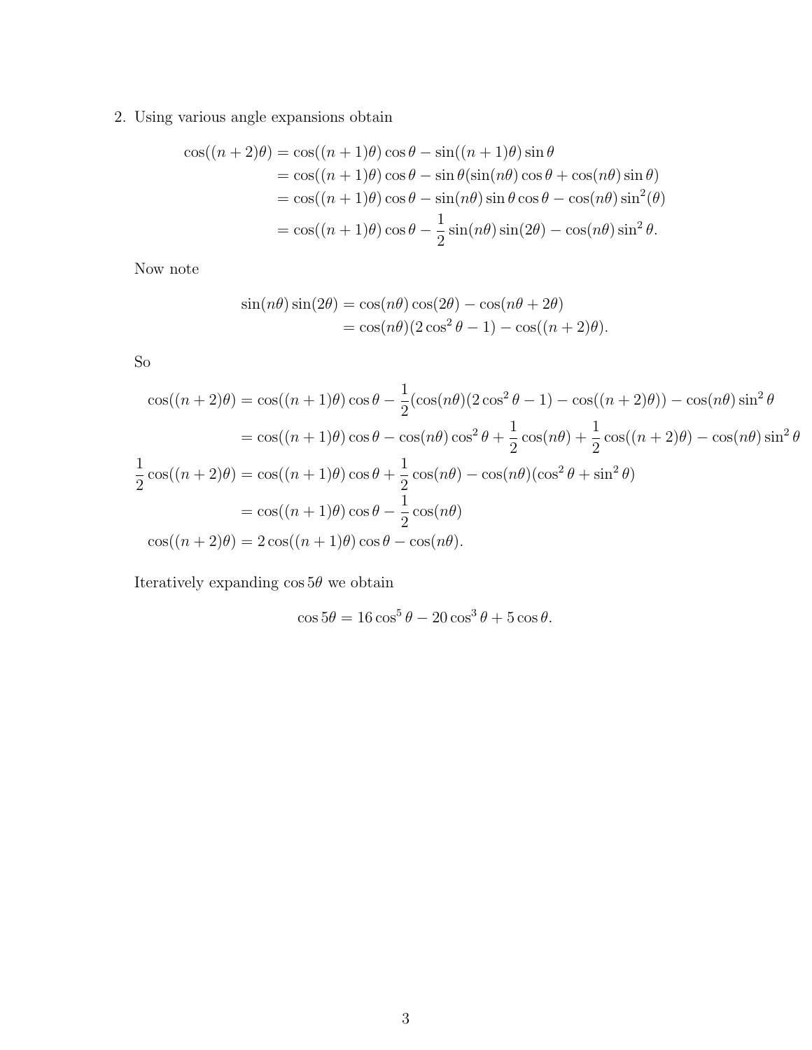2. Using various angle expansions obtain

$$
\begin{aligned}
\cos((n+2)\theta) &= \cos((n+1)\theta)\cos\theta - \sin((n+1)\theta)\sin\theta \\
&= \cos((n+1)\theta)\cos\theta - \sin\theta(\sin(n\theta)\cos\theta + \cos(n\theta)\sin\theta) \\
&= \cos((n+1)\theta)\cos\theta - \sin(n\theta)\sin\theta\cos\theta - \cos(n\theta)\sin^2(\theta) \\
&= \cos((n+1)\theta)\cos\theta - \frac{1}{2}\sin(n\theta)\sin(2\theta) - \cos(n\theta)\sin^2\theta.
\end{aligned}
$$

Now note

$$
\begin{aligned}
\sin(n\theta)\sin(2\theta) &= \cos(n\theta)\cos(2\theta) - \cos(n\theta + 2\theta) \\
&= \cos(n\theta)(2\cos^2\theta - 1) - \cos((n+2)\theta).
\end{aligned}
$$

So

$$
\begin{aligned}
\cos((n+2)\theta) &= \cos((n+1)\theta)\cos\theta - \frac{1}{2}(\cos(n\theta)(2\cos^2\theta - 1) - \cos((n+2)\theta)) - \cos(n\theta)\sin^2\theta \\
&= \cos((n+1)\theta)\cos\theta - \cos(n\theta)\cos^2\theta + \frac{1}{2}\cos(n\theta) + \frac{1}{2}\cos((n+2)\theta) - \cos(n\theta)\sin^2\theta \\
\frac{1}{2}\cos((n+2)\theta) &= \cos((n+1)\theta)\cos\theta + \frac{1}{2}\cos(n\theta) - \cos(n\theta)(\cos^2\theta + \sin^2\theta) \\
&= \cos((n+1)\theta)\cos\theta - \frac{1}{2}\cos(n\theta) \\
\cos((n+2)\theta) &= 2\cos((n+1)\theta)\cos\theta - \cos(n\theta).
\end{aligned}
$$

Iteratively expanding $\cos 5\theta$ we obtain

$$
\cos 5\theta = 16\cos^5\theta - 20\cos^3\theta + 5\cos\theta.
$$